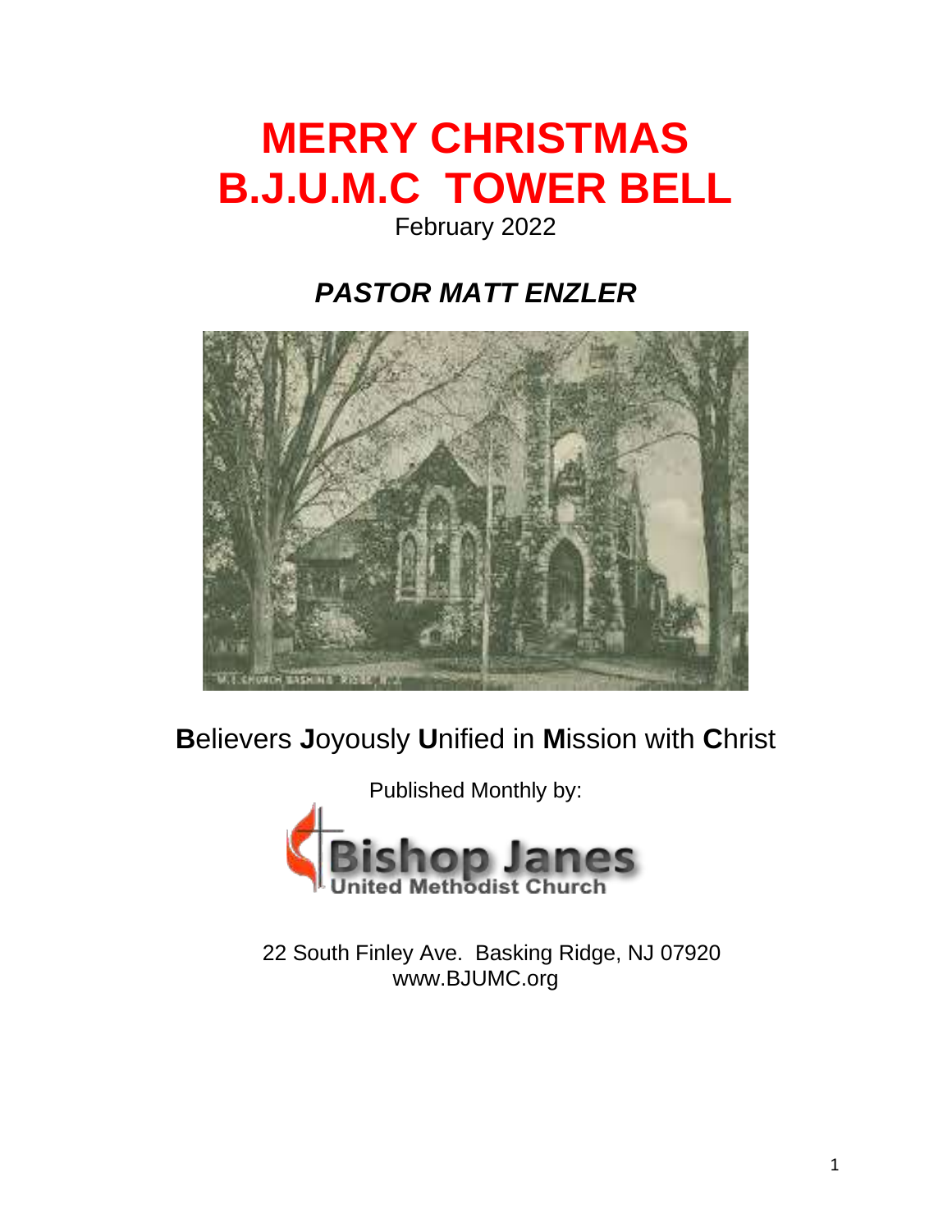# MERRY CHRISTMAS
# B.J.U.M.C TOWER BELL

February 2022

## *PASTOR MATT ENZLER*

**B**elievers **J**oyously **U**nified in **M**ission with **C**hrist

Published Monthly by:

Bishop Janes
United Methodist Church

22 South Finley Ave. Basking Ridge, NJ 07920
www.BJUMC.org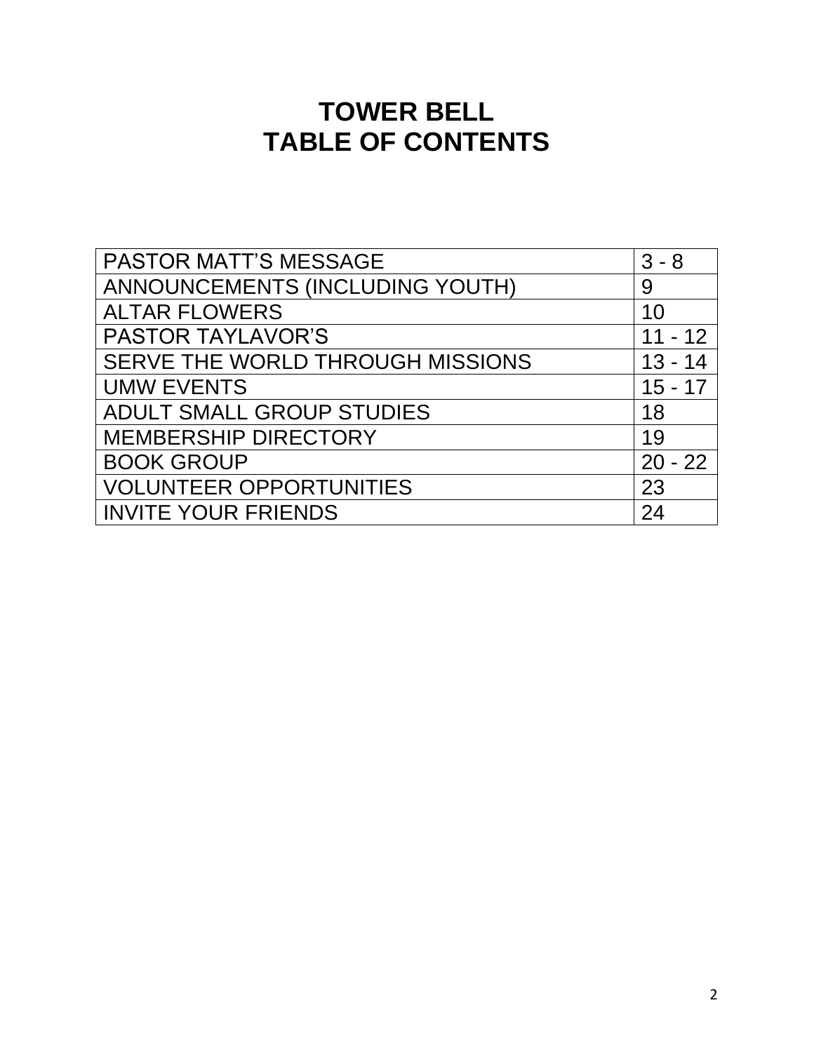# TOWER BELL
# TABLE OF CONTENTS

| | |
|---|---|
| PASTOR MATT'S MESSAGE | 3 - 8 |
| ANNOUNCEMENTS (INCLUDING YOUTH) | 9 |
| ALTAR FLOWERS | 10 |
| PASTOR TAYLAVOR'S | 11 - 12 |
| SERVE THE WORLD THROUGH MISSIONS | 13 - 14 |
| UMW EVENTS | 15 - 17 |
| ADULT SMALL GROUP STUDIES | 18 |
| MEMBERSHIP DIRECTORY | 19 |
| BOOK GROUP | 20 - 22 |
| VOLUNTEER OPPORTUNITIES | 23 |
| INVITE YOUR FRIENDS | 24 |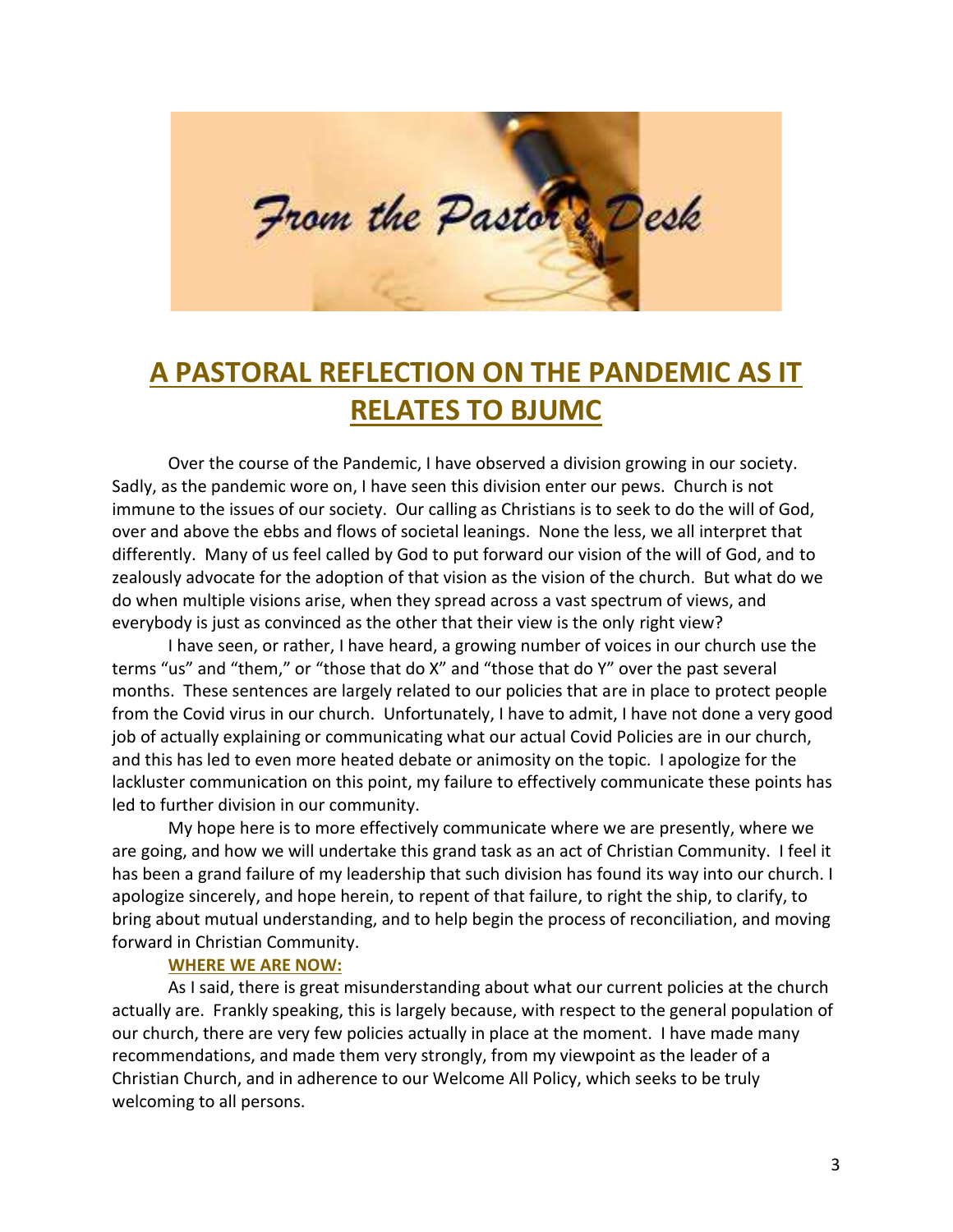From the Pastor's Desk

# A PASTORAL REFLECTION ON THE PANDEMIC AS IT RELATES TO BJUMC

Over the course of the Pandemic, I have observed a division growing in our society. Sadly, as the pandemic wore on, I have seen this division enter our pews. Church is not immune to the issues of our society. Our calling as Christians is to seek to do the will of God, over and above the ebbs and flows of societal leanings. None the less, we all interpret that differently. Many of us feel called by God to put forward our vision of the will of God, and to zealously advocate for the adoption of that vision as the vision of the church. But what do we do when multiple visions arise, when they spread across a vast spectrum of views, and everybody is just as convinced as the other that their view is the only right view?

I have seen, or rather, I have heard, a growing number of voices in our church use the terms "us" and "them," or "those that do X" and "those that do Y" over the past several months. These sentences are largely related to our policies that are in place to protect people from the Covid virus in our church. Unfortunately, I have to admit, I have not done a very good job of actually explaining or communicating what our actual Covid Policies are in our church, and this has led to even more heated debate or animosity on the topic. I apologize for the lackluster communication on this point, my failure to effectively communicate these points has led to further division in our community.

My hope here is to more effectively communicate where we are presently, where we are going, and how we will undertake this grand task as an act of Christian Community. I feel it has been a grand failure of my leadership that such division has found its way into our church. I apologize sincerely, and hope herein, to repent of that failure, to right the ship, to clarify, to bring about mutual understanding, and to help begin the process of reconciliation, and moving forward in Christian Community.

## WHERE WE ARE NOW:

As I said, there is great misunderstanding about what our current policies at the church actually are. Frankly speaking, this is largely because, with respect to the general population of our church, there are very few policies actually in place at the moment. I have made many recommendations, and made them very strongly, from my viewpoint as the leader of a Christian Church, and in adherence to our Welcome All Policy, which seeks to be truly welcoming to all persons.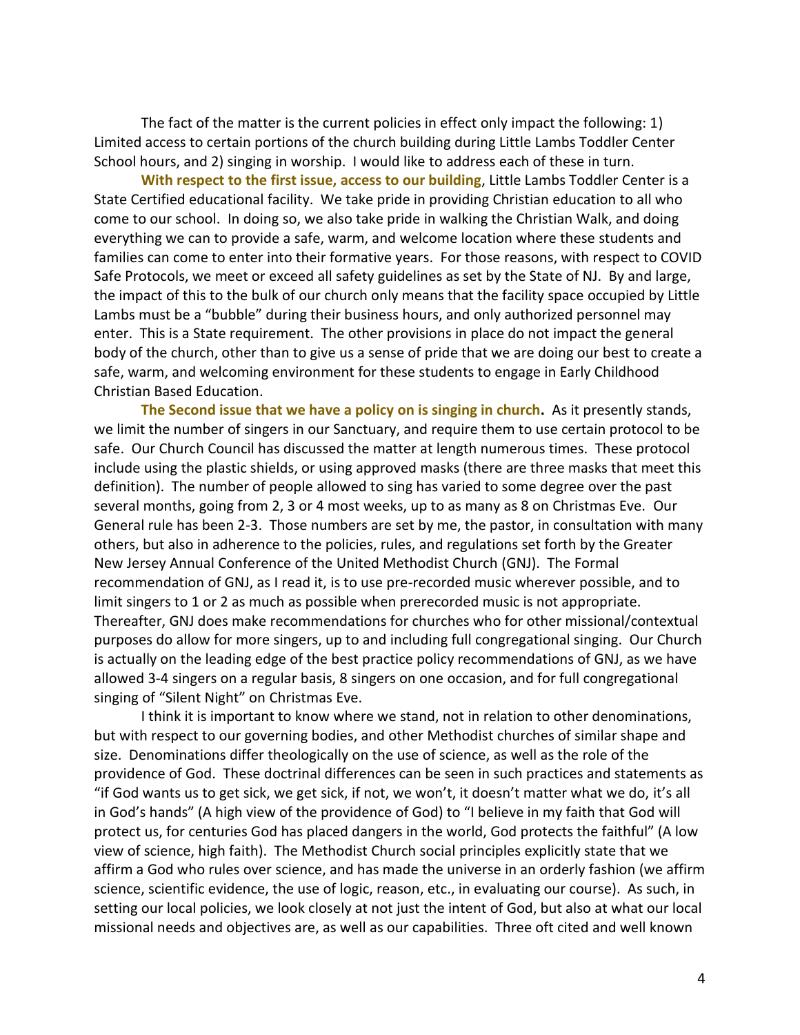The fact of the matter is the current policies in effect only impact the following: 1) Limited access to certain portions of the church building during Little Lambs Toddler Center School hours, and 2) singing in worship. I would like to address each of these in turn.

**With respect to the first issue, access to our building**, Little Lambs Toddler Center is a State Certified educational facility. We take pride in providing Christian education to all who come to our school. In doing so, we also take pride in walking the Christian Walk, and doing everything we can to provide a safe, warm, and welcome location where these students and families can come to enter into their formative years. For those reasons, with respect to COVID Safe Protocols, we meet or exceed all safety guidelines as set by the State of NJ. By and large, the impact of this to the bulk of our church only means that the facility space occupied by Little Lambs must be a "bubble" during their business hours, and only authorized personnel may enter. This is a State requirement. The other provisions in place do not impact the general body of the church, other than to give us a sense of pride that we are doing our best to create a safe, warm, and welcoming environment for these students to engage in Early Childhood Christian Based Education.

**The Second issue that we have a policy on is singing in church.** As it presently stands, we limit the number of singers in our Sanctuary, and require them to use certain protocol to be safe. Our Church Council has discussed the matter at length numerous times. These protocol include using the plastic shields, or using approved masks (there are three masks that meet this definition). The number of people allowed to sing has varied to some degree over the past several months, going from 2, 3 or 4 most weeks, up to as many as 8 on Christmas Eve. Our General rule has been 2-3. Those numbers are set by me, the pastor, in consultation with many others, but also in adherence to the policies, rules, and regulations set forth by the Greater New Jersey Annual Conference of the United Methodist Church (GNJ). The Formal recommendation of GNJ, as I read it, is to use pre-recorded music wherever possible, and to limit singers to 1 or 2 as much as possible when prerecorded music is not appropriate. Thereafter, GNJ does make recommendations for churches who for other missional/contextual purposes do allow for more singers, up to and including full congregational singing. Our Church is actually on the leading edge of the best practice policy recommendations of GNJ, as we have allowed 3-4 singers on a regular basis, 8 singers on one occasion, and for full congregational singing of "Silent Night" on Christmas Eve.

I think it is important to know where we stand, not in relation to other denominations, but with respect to our governing bodies, and other Methodist churches of similar shape and size. Denominations differ theologically on the use of science, as well as the role of the providence of God. These doctrinal differences can be seen in such practices and statements as "if God wants us to get sick, we get sick, if not, we won't, it doesn't matter what we do, it's all in God's hands" (A high view of the providence of God) to "I believe in my faith that God will protect us, for centuries God has placed dangers in the world, God protects the faithful" (A low view of science, high faith). The Methodist Church social principles explicitly state that we affirm a God who rules over science, and has made the universe in an orderly fashion (we affirm science, scientific evidence, the use of logic, reason, etc., in evaluating our course). As such, in setting our local policies, we look closely at not just the intent of God, but also at what our local missional needs and objectives are, as well as our capabilities. Three oft cited and well known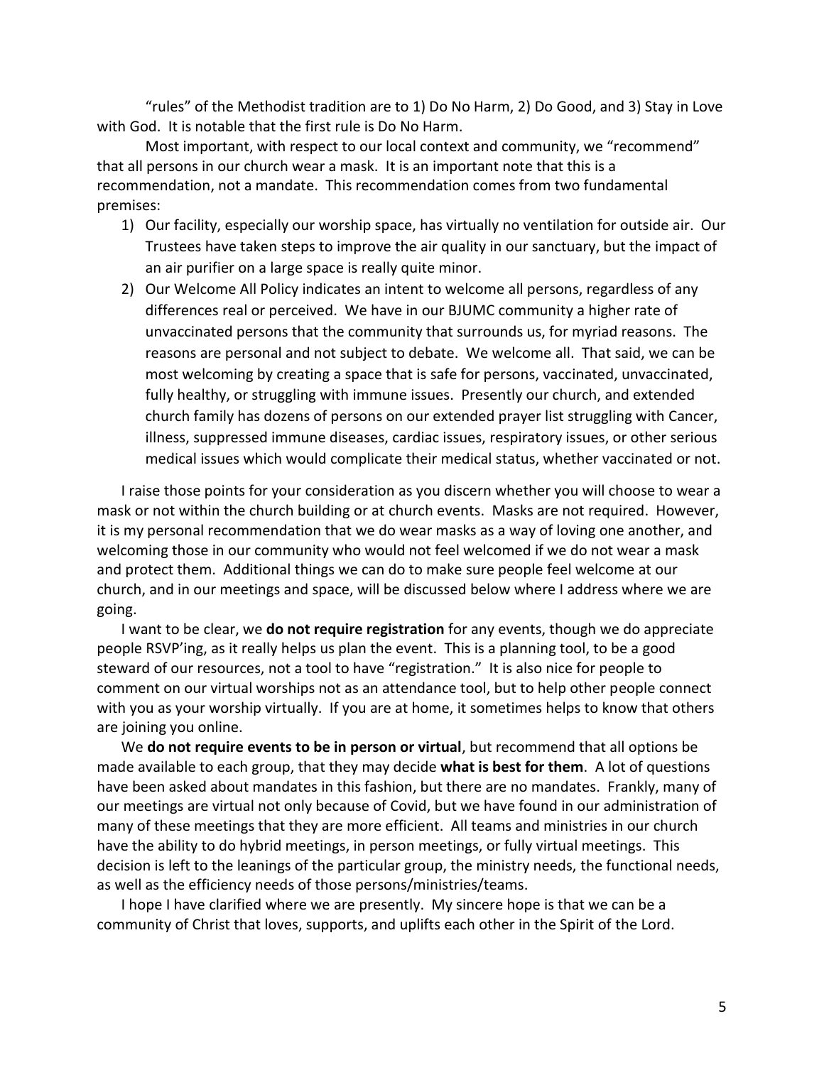"rules" of the Methodist tradition are to 1) Do No Harm, 2) Do Good, and 3) Stay in Love with God. It is notable that the first rule is Do No Harm.

Most important, with respect to our local context and community, we "recommend" that all persons in our church wear a mask. It is an important note that this is a recommendation, not a mandate. This recommendation comes from two fundamental premises:

1) Our facility, especially our worship space, has virtually no ventilation for outside air. Our Trustees have taken steps to improve the air quality in our sanctuary, but the impact of an air purifier on a large space is really quite minor.
2) Our Welcome All Policy indicates an intent to welcome all persons, regardless of any differences real or perceived. We have in our BJUMC community a higher rate of unvaccinated persons that the community that surrounds us, for myriad reasons. The reasons are personal and not subject to debate. We welcome all. That said, we can be most welcoming by creating a space that is safe for persons, vaccinated, unvaccinated, fully healthy, or struggling with immune issues. Presently our church, and extended church family has dozens of persons on our extended prayer list struggling with Cancer, illness, suppressed immune diseases, cardiac issues, respiratory issues, or other serious medical issues which would complicate their medical status, whether vaccinated or not.

I raise those points for your consideration as you discern whether you will choose to wear a mask or not within the church building or at church events. Masks are not required. However, it is my personal recommendation that we do wear masks as a way of loving one another, and welcoming those in our community who would not feel welcomed if we do not wear a mask and protect them. Additional things we can do to make sure people feel welcome at our church, and in our meetings and space, will be discussed below where I address where we are going.

I want to be clear, we **do not require registration** for any events, though we do appreciate people RSVP'ing, as it really helps us plan the event. This is a planning tool, to be a good steward of our resources, not a tool to have "registration." It is also nice for people to comment on our virtual worships not as an attendance tool, but to help other people connect with you as your worship virtually. If you are at home, it sometimes helps to know that others are joining you online.

We **do not require events to be in person or virtual**, but recommend that all options be made available to each group, that they may decide **what is best for them**. A lot of questions have been asked about mandates in this fashion, but there are no mandates. Frankly, many of our meetings are virtual not only because of Covid, but we have found in our administration of many of these meetings that they are more efficient. All teams and ministries in our church have the ability to do hybrid meetings, in person meetings, or fully virtual meetings. This decision is left to the leanings of the particular group, the ministry needs, the functional needs, as well as the efficiency needs of those persons/ministries/teams.

I hope I have clarified where we are presently. My sincere hope is that we can be a community of Christ that loves, supports, and uplifts each other in the Spirit of the Lord.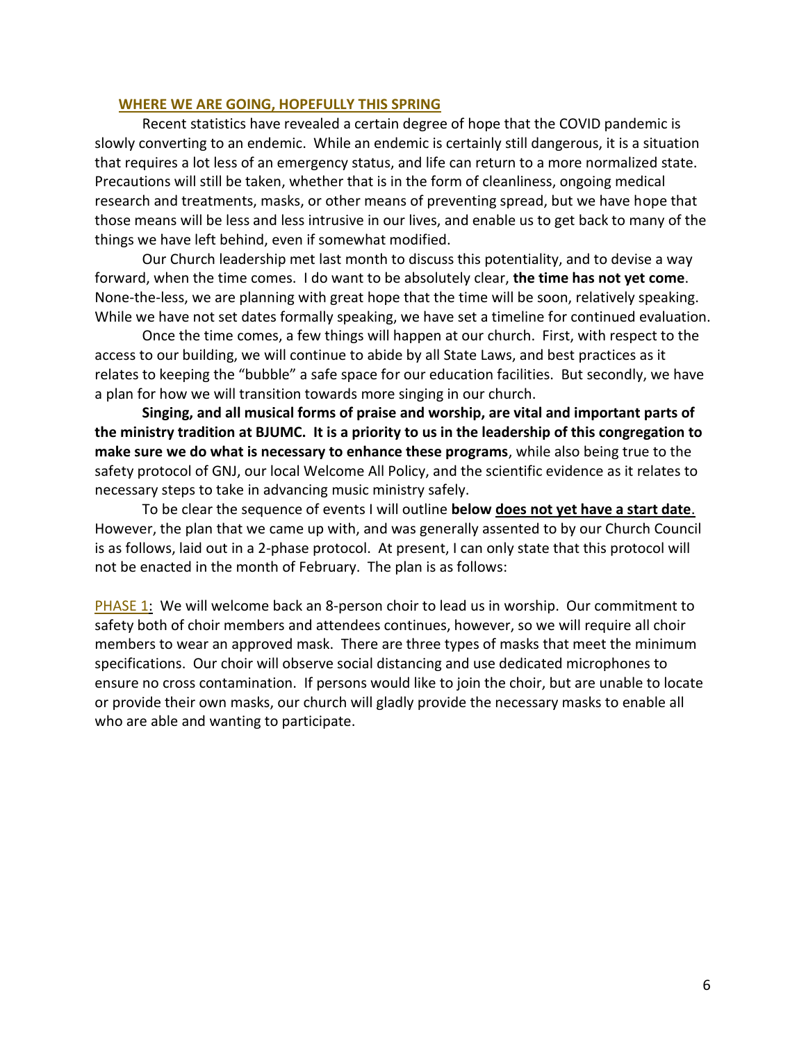## WHERE WE ARE GOING, HOPEFULLY THIS SPRING

Recent statistics have revealed a certain degree of hope that the COVID pandemic is slowly converting to an endemic. While an endemic is certainly still dangerous, it is a situation that requires a lot less of an emergency status, and life can return to a more normalized state. Precautions will still be taken, whether that is in the form of cleanliness, ongoing medical research and treatments, masks, or other means of preventing spread, but we have hope that those means will be less and less intrusive in our lives, and enable us to get back to many of the things we have left behind, even if somewhat modified.

Our Church leadership met last month to discuss this potentiality, and to devise a way forward, when the time comes. I do want to be absolutely clear, **the time has not yet come**. None-the-less, we are planning with great hope that the time will be soon, relatively speaking. While we have not set dates formally speaking, we have set a timeline for continued evaluation.

Once the time comes, a few things will happen at our church. First, with respect to the access to our building, we will continue to abide by all State Laws, and best practices as it relates to keeping the "bubble" a safe space for our education facilities. But secondly, we have a plan for how we will transition towards more singing in our church.

**Singing, and all musical forms of praise and worship, are vital and important parts of the ministry tradition at BJUMC. It is a priority to us in the leadership of this congregation to make sure we do what is necessary to enhance these programs**, while also being true to the safety protocol of GNJ, our local Welcome All Policy, and the scientific evidence as it relates to necessary steps to take in advancing music ministry safely.

To be clear the sequence of events I will outline **below <u>does not yet have a start date</u>**. However, the plan that we came up with, and was generally assented to by our Church Council is as follows, laid out in a 2-phase protocol. At present, I can only state that this protocol will not be enacted in the month of February. The plan is as follows:

PHASE 1: We will welcome back an 8-person choir to lead us in worship. Our commitment to safety both of choir members and attendees continues, however, so we will require all choir members to wear an approved mask. There are three types of masks that meet the minimum specifications. Our choir will observe social distancing and use dedicated microphones to ensure no cross contamination. If persons would like to join the choir, but are unable to locate or provide their own masks, our church will gladly provide the necessary masks to enable all who are able and wanting to participate.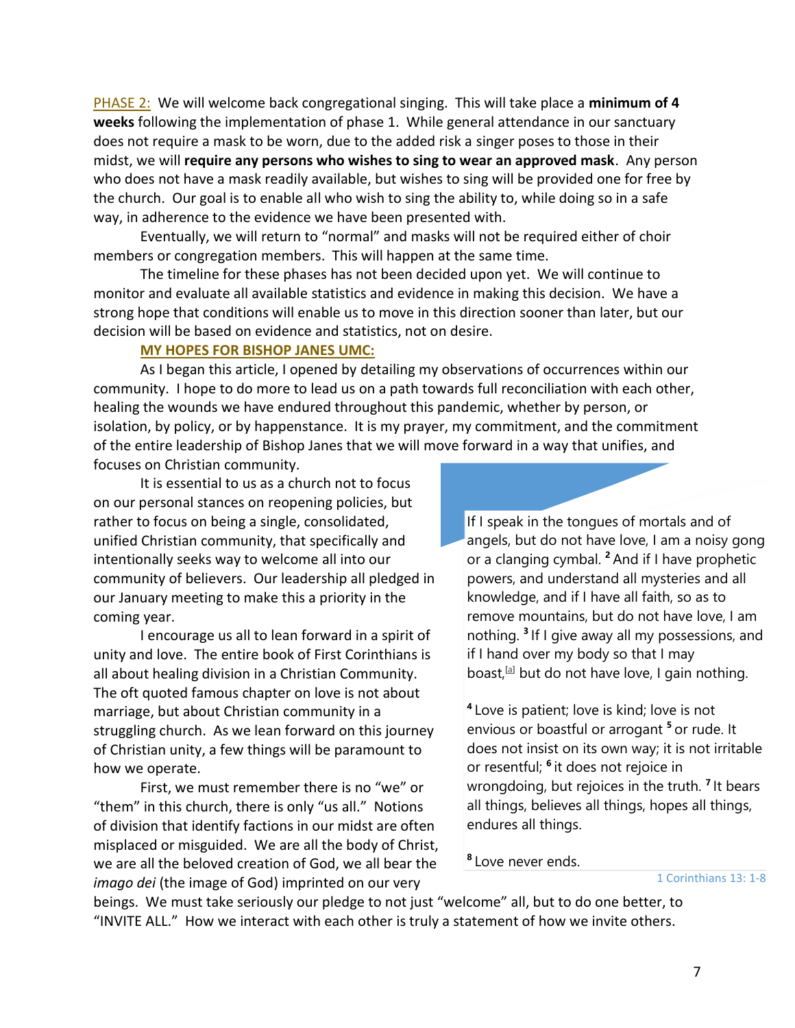PHASE 2: We will welcome back congregational singing. This will take place a **minimum of 4 weeks** following the implementation of phase 1. While general attendance in our sanctuary does not require a mask to be worn, due to the added risk a singer poses to those in their midst, we will **require any persons who wishes to sing to wear an approved mask**. Any person who does not have a mask readily available, but wishes to sing will be provided one for free by the church. Our goal is to enable all who wish to sing the ability to, while doing so in a safe way, in adherence to the evidence we have been presented with.

Eventually, we will return to "normal" and masks will not be required either of choir members or congregation members. This will happen at the same time.

The timeline for these phases has not been decided upon yet. We will continue to monitor and evaluate all available statistics and evidence in making this decision. We have a strong hope that conditions will enable us to move in this direction sooner than later, but our decision will be based on evidence and statistics, not on desire.

## MY HOPES FOR BISHOP JANES UMC:

As I began this article, I opened by detailing my observations of occurrences within our community. I hope to do more to lead us on a path towards full reconciliation with each other, healing the wounds we have endured throughout this pandemic, whether by person, or isolation, by policy, or by happenstance. It is my prayer, my commitment, and the commitment of the entire leadership of Bishop Janes that we will move forward in a way that unifies, and focuses on Christian community.

It is essential to us as a church not to focus on our personal stances on reopening policies, but rather to focus on being a single, consolidated, unified Christian community, that specifically and intentionally seeks way to welcome all into our community of believers. Our leadership all pledged in our January meeting to make this a priority in the coming year.

I encourage us all to lean forward in a spirit of unity and love. The entire book of First Corinthians is all about healing division in a Christian Community. The oft quoted famous chapter on love is not about marriage, but about Christian community in a struggling church. As we lean forward on this journey of Christian unity, a few things will be paramount to how we operate.

First, we must remember there is no "we" or "them" in this church, there is only "us all." Notions of division that identify factions in our midst are often misplaced or misguided. We are all the body of Christ, we are all the beloved creation of God, we all bear the *imago dei* (the image of God) imprinted on our very beings. We must take seriously our pledge to not just "welcome" all, but to do one better, to "INVITE ALL." How we interact with each other is truly a statement of how we invite others.

> If I speak in the tongues of mortals and of angels, but do not have love, I am a noisy gong or a clanging cymbal. [2] And if I have prophetic powers, and understand all mysteries and all knowledge, and if I have all faith, so as to remove mountains, but do not have love, I am nothing. [3] If I give away all my possessions, and if I hand over my body so that I may boast,[a] but do not have love, I gain nothing.
>
> [4] Love is patient; love is kind; love is not envious or boastful or arrogant [5] or rude. It does not insist on its own way; it is not irritable or resentful; [6] it does not rejoice in wrongdoing, but rejoices in the truth. [7] It bears all things, believes all things, hopes all things, endures all things.
>
> [8] Love never ends.
>
> 1 Corinthians 13: 1-8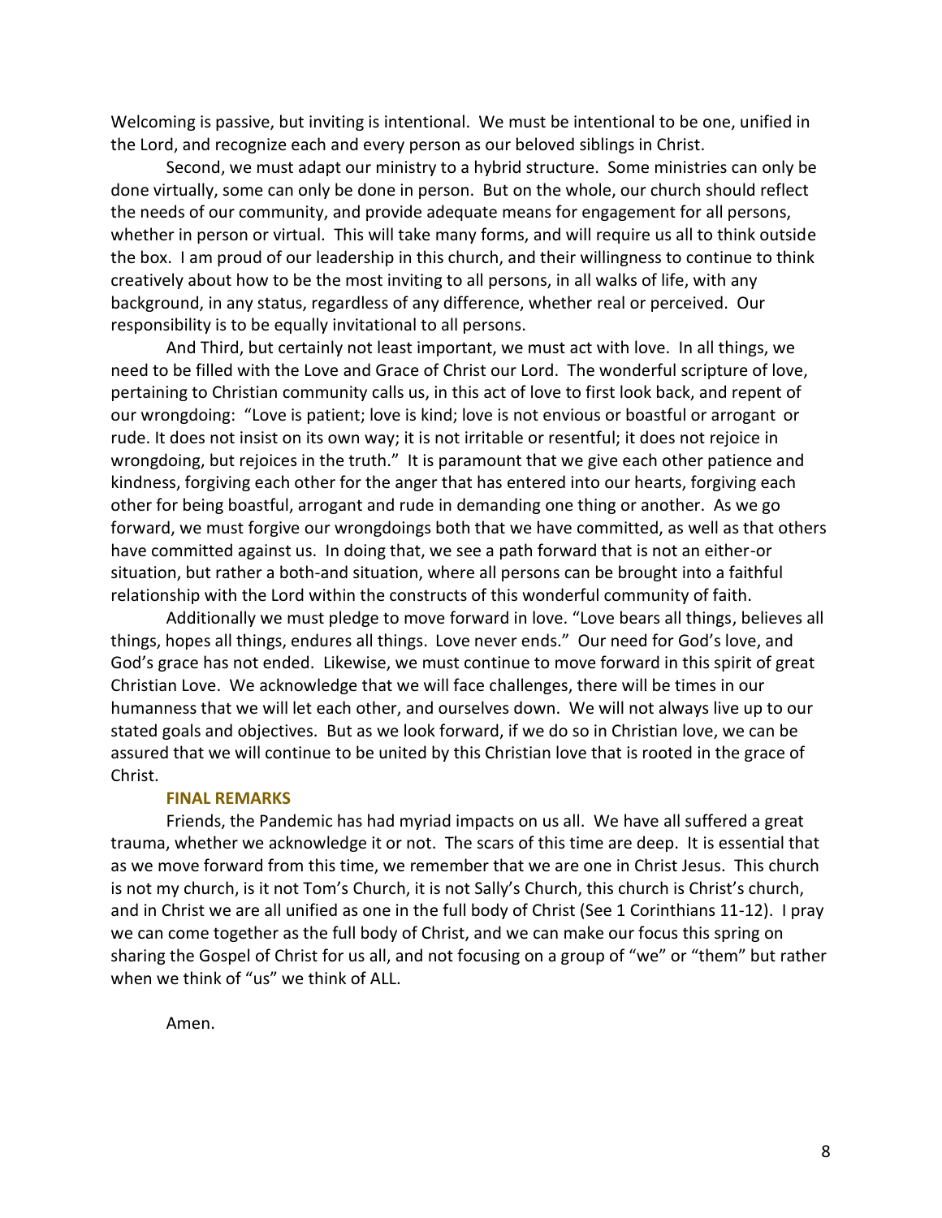Welcoming is passive, but inviting is intentional. We must be intentional to be one, unified in the Lord, and recognize each and every person as our beloved siblings in Christ.

Second, we must adapt our ministry to a hybrid structure. Some ministries can only be done virtually, some can only be done in person. But on the whole, our church should reflect the needs of our community, and provide adequate means for engagement for all persons, whether in person or virtual. This will take many forms, and will require us all to think outside the box. I am proud of our leadership in this church, and their willingness to continue to think creatively about how to be the most inviting to all persons, in all walks of life, with any background, in any status, regardless of any difference, whether real or perceived. Our responsibility is to be equally invitational to all persons.

And Third, but certainly not least important, we must act with love. In all things, we need to be filled with the Love and Grace of Christ our Lord. The wonderful scripture of love, pertaining to Christian community calls us, in this act of love to first look back, and repent of our wrongdoing: "Love is patient; love is kind; love is not envious or boastful or arrogant or rude. It does not insist on its own way; it is not irritable or resentful; it does not rejoice in wrongdoing, but rejoices in the truth." It is paramount that we give each other patience and kindness, forgiving each other for the anger that has entered into our hearts, forgiving each other for being boastful, arrogant and rude in demanding one thing or another. As we go forward, we must forgive our wrongdoings both that we have committed, as well as that others have committed against us. In doing that, we see a path forward that is not an either-or situation, but rather a both-and situation, where all persons can be brought into a faithful relationship with the Lord within the constructs of this wonderful community of faith.

Additionally we must pledge to move forward in love. "Love bears all things, believes all things, hopes all things, endures all things. Love never ends." Our need for God's love, and God's grace has not ended. Likewise, we must continue to move forward in this spirit of great Christian Love. We acknowledge that we will face challenges, there will be times in our humanness that we will let each other, and ourselves down. We will not always live up to our stated goals and objectives. But as we look forward, if we do so in Christian love, we can be assured that we will continue to be united by this Christian love that is rooted in the grace of Christ.

**FINAL REMARKS**

Friends, the Pandemic has had myriad impacts on us all. We have all suffered a great trauma, whether we acknowledge it or not. The scars of this time are deep. It is essential that as we move forward from this time, we remember that we are one in Christ Jesus. This church is not my church, is it not Tom's Church, it is not Sally's Church, this church is Christ's church, and in Christ we are all unified as one in the full body of Christ (See 1 Corinthians 11-12). I pray we can come together as the full body of Christ, and we can make our focus this spring on sharing the Gospel of Christ for us all, and not focusing on a group of "we" or "them" but rather when we think of "us" we think of ALL.

Amen.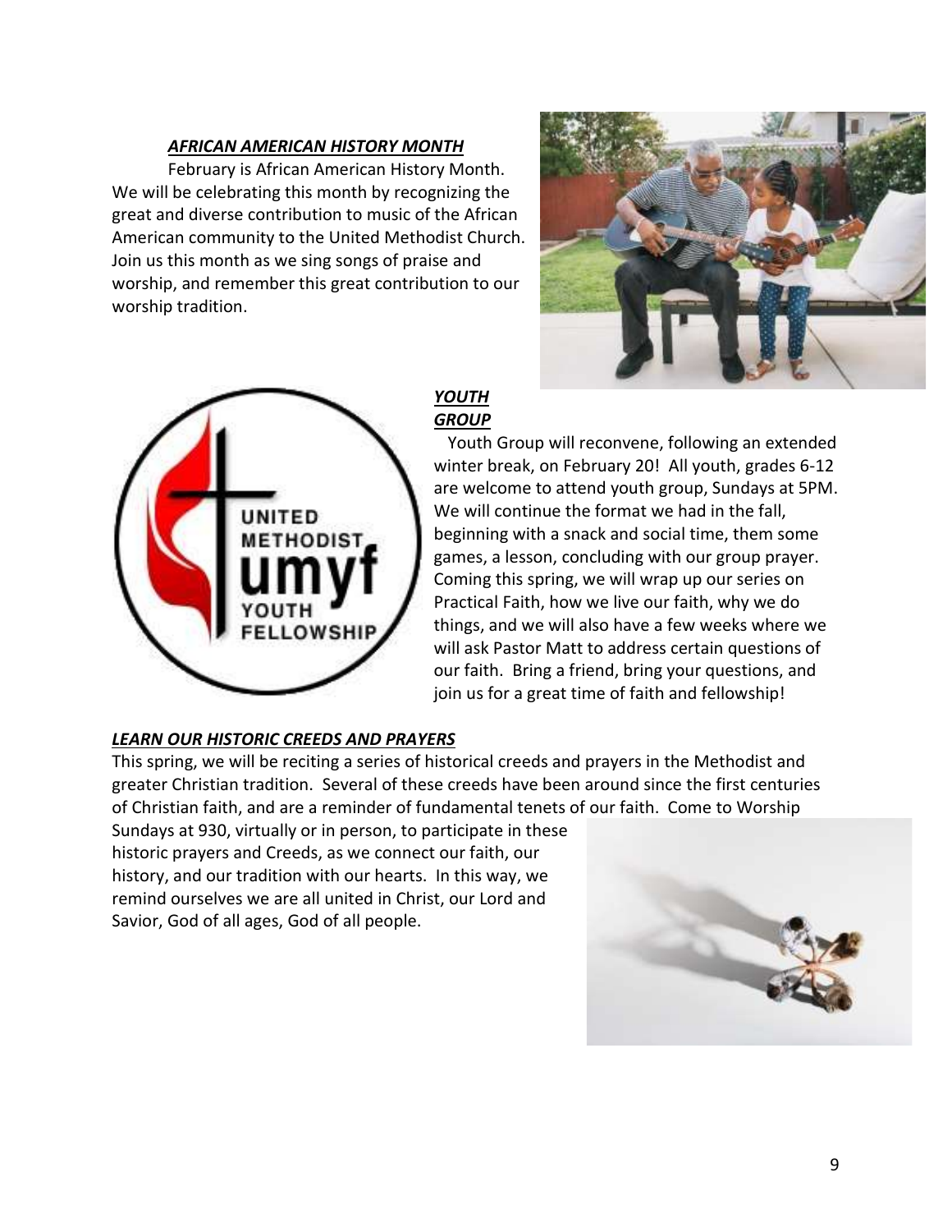***AFRICAN AMERICAN HISTORY MONTH***

February is African American History Month. We will be celebrating this month by recognizing the great and diverse contribution to music of the African American community to the United Methodist Church. Join us this month as we sing songs of praise and worship, and remember this great contribution to our worship tradition.

***YOUTH GROUP***

Youth Group will reconvene, following an extended winter break, on February 20! All youth, grades 6-12 are welcome to attend youth group, Sundays at 5PM. We will continue the format we had in the fall, beginning with a snack and social time, them some games, a lesson, concluding with our group prayer. Coming this spring, we will wrap up our series on Practical Faith, how we live our faith, why we do things, and we will also have a few weeks where we will ask Pastor Matt to address certain questions of our faith. Bring a friend, bring your questions, and join us for a great time of faith and fellowship!

***LEARN OUR HISTORIC CREEDS AND PRAYERS***

This spring, we will be reciting a series of historical creeds and prayers in the Methodist and greater Christian tradition. Several of these creeds have been around since the first centuries of Christian faith, and are a reminder of fundamental tenets of our faith. Come to Worship Sundays at 930, virtually or in person, to participate in these historic prayers and Creeds, as we connect our faith, our history, and our tradition with our hearts. In this way, we remind ourselves we are all united in Christ, our Lord and Savior, God of all ages, God of all people.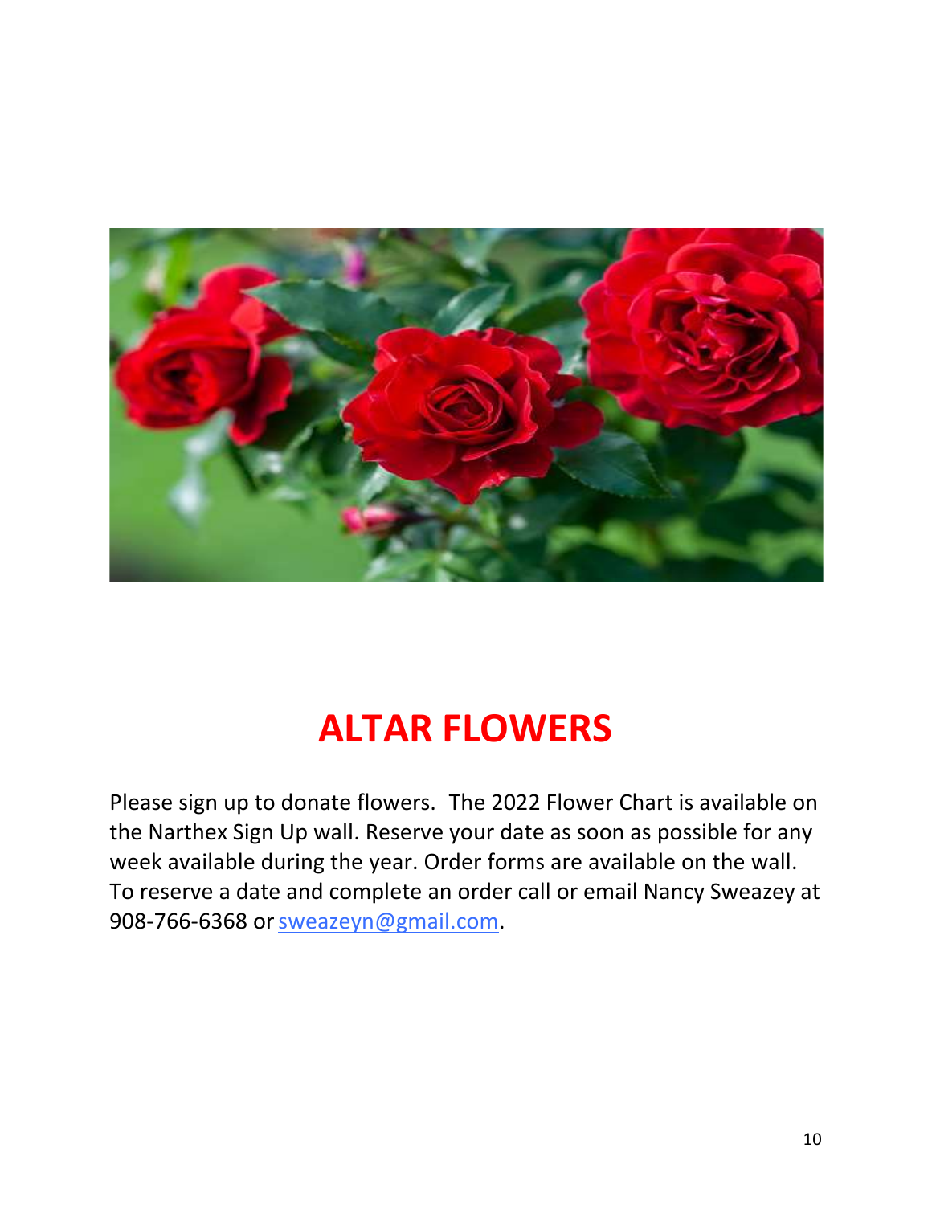# ALTAR FLOWERS

Please sign up to donate flowers. The 2022 Flower Chart is available on the Narthex Sign Up wall. Reserve your date as soon as possible for any week available during the year. Order forms are available on the wall. To reserve a date and complete an order call or email Nancy Sweazey at 908-766-6368 or sweazeyn@gmail.com.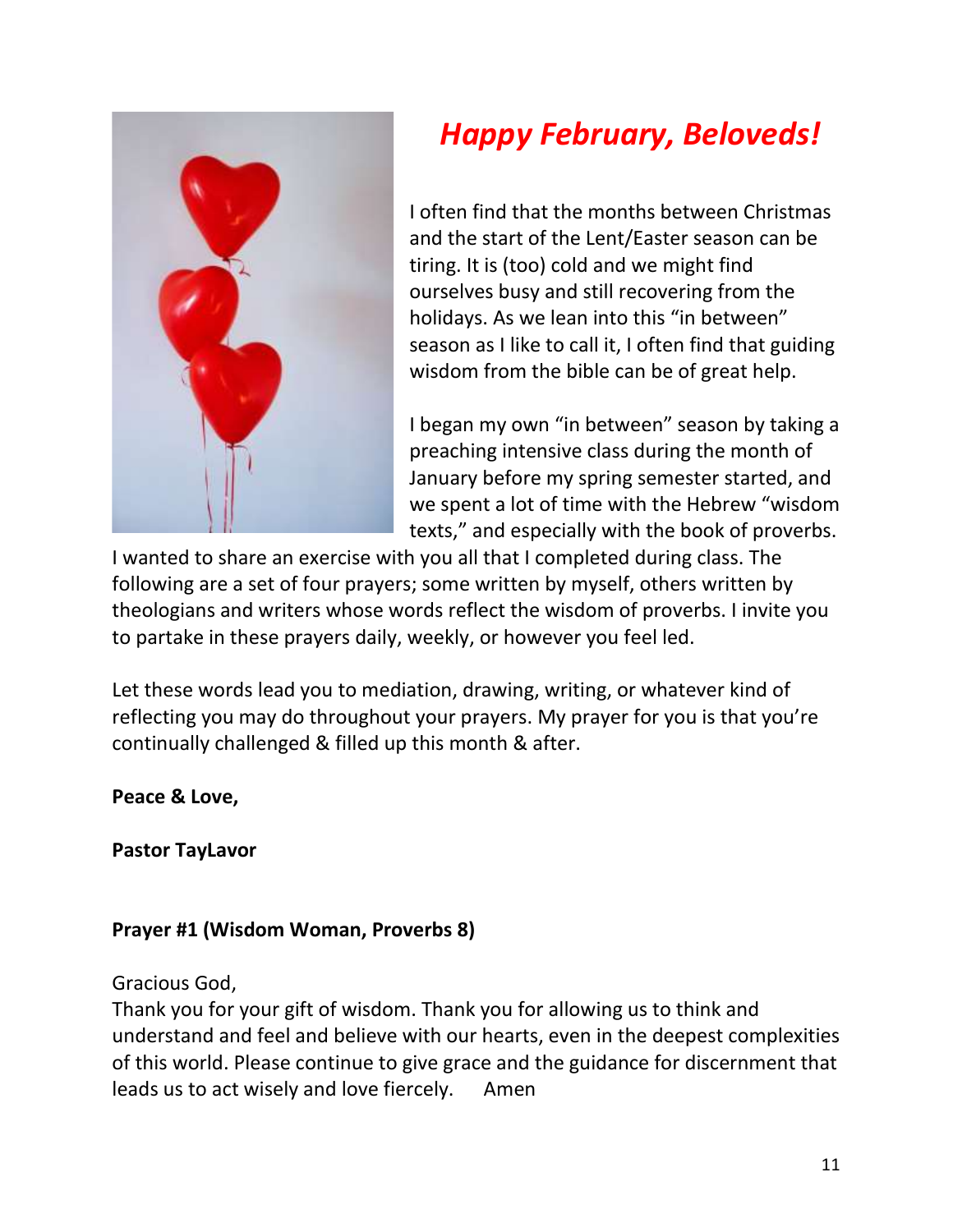# *Happy February, Beloveds!*

I often find that the months between Christmas and the start of the Lent/Easter season can be tiring. It is (too) cold and we might find ourselves busy and still recovering from the holidays. As we lean into this "in between" season as I like to call it, I often find that guiding wisdom from the bible can be of great help.

I began my own "in between" season by taking a preaching intensive class during the month of January before my spring semester started, and we spent a lot of time with the Hebrew "wisdom texts," and especially with the book of proverbs. I wanted to share an exercise with you all that I completed during class. The following are a set of four prayers; some written by myself, others written by theologians and writers whose words reflect the wisdom of proverbs. I invite you to partake in these prayers daily, weekly, or however you feel led.

Let these words lead you to mediation, drawing, writing, or whatever kind of reflecting you may do throughout your prayers. My prayer for you is that you're continually challenged & filled up this month & after.

**Peace & Love,**

**Pastor TayLavor**

**Prayer #1 (Wisdom Woman, Proverbs 8)**

Gracious God,
Thank you for your gift of wisdom. Thank you for allowing us to think and understand and feel and believe with our hearts, even in the deepest complexities of this world. Please continue to give grace and the guidance for discernment that leads us to act wisely and love fiercely. Amen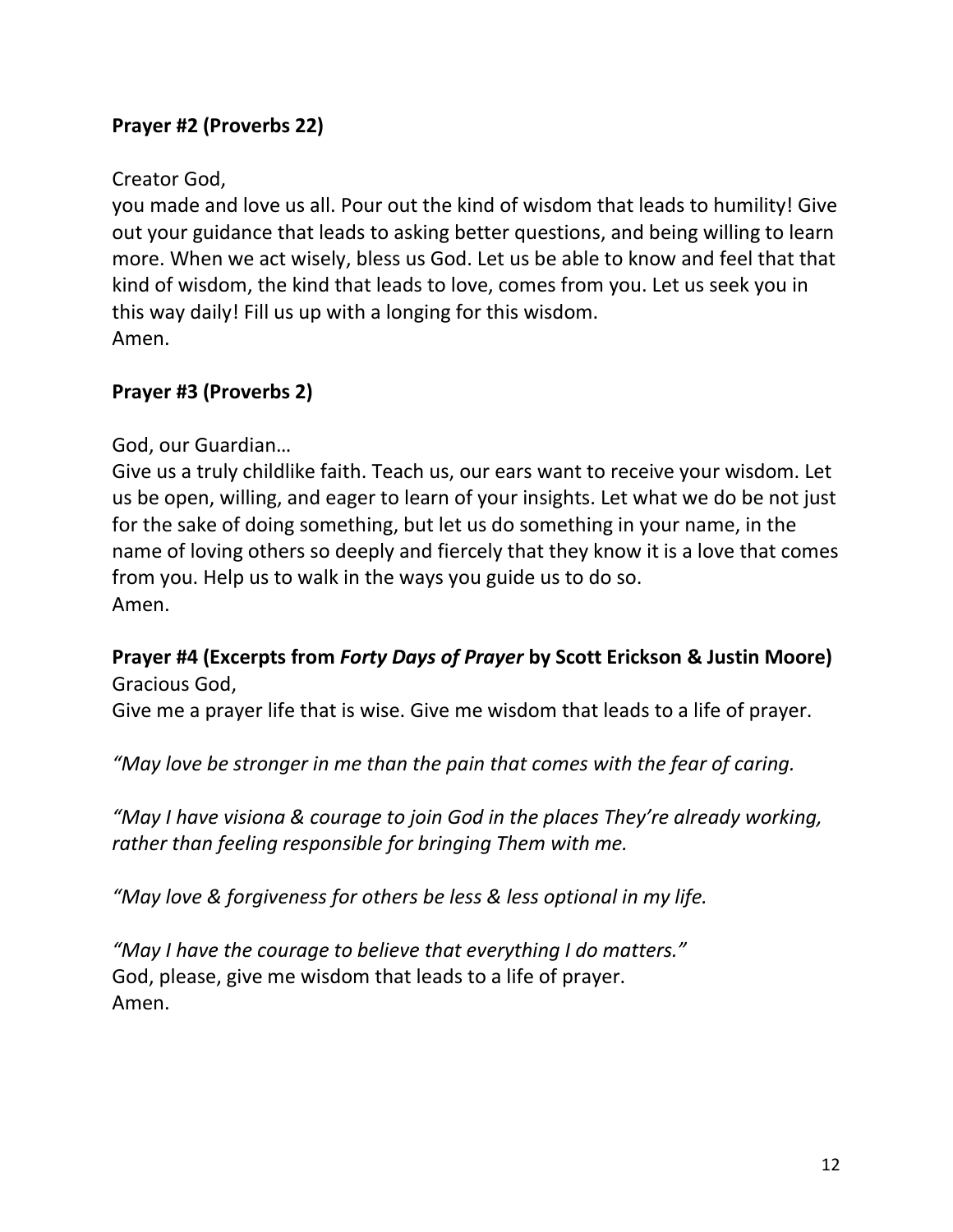**Prayer #2 (Proverbs 22)**

Creator God,
you made and love us all. Pour out the kind of wisdom that leads to humility! Give out your guidance that leads to asking better questions, and being willing to learn more. When we act wisely, bless us God. Let us be able to know and feel that that kind of wisdom, the kind that leads to love, comes from you. Let us seek you in this way daily! Fill us up with a longing for this wisdom.
Amen.

**Prayer #3 (Proverbs 2)**

God, our Guardian…
Give us a truly childlike faith. Teach us, our ears want to receive your wisdom. Let us be open, willing, and eager to learn of your insights. Let what we do be not just for the sake of doing something, but let us do something in your name, in the name of loving others so deeply and fiercely that they know it is a love that comes from you. Help us to walk in the ways you guide us to do so.
Amen.

**Prayer #4 (Excerpts from *Forty Days of Prayer* by Scott Erickson & Justin Moore)**
Gracious God,
Give me a prayer life that is wise. Give me wisdom that leads to a life of prayer.

*"May love be stronger in me than the pain that comes with the fear of caring.*

*"May I have visiona & courage to join God in the places They're already working, rather than feeling responsible for bringing Them with me.*

*"May love & forgiveness for others be less & less optional in my life.*

*"May I have the courage to believe that everything I do matters."*
God, please, give me wisdom that leads to a life of prayer.
Amen.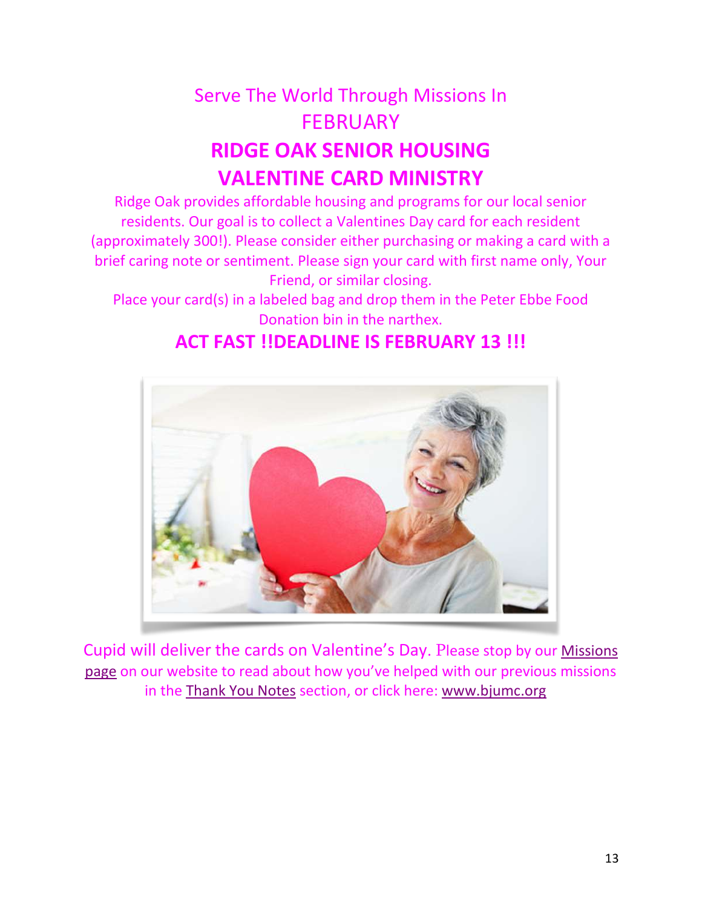Serve The World Through Missions In

FEBRUARY

# RIDGE OAK SENIOR HOUSING

# VALENTINE CARD MINISTRY

Ridge Oak provides affordable housing and programs for our local senior residents. Our goal is to collect a Valentines Day card for each resident (approximately 300!). Please consider either purchasing or making a card with a brief caring note or sentiment. Please sign your card with first name only, Your Friend, or similar closing.

Place your card(s) in a labeled bag and drop them in the Peter Ebbe Food Donation bin in the narthex.

**ACT FAST !!DEADLINE IS FEBRUARY 13 !!!**

Cupid will deliver the cards on Valentine's Day. Please stop by our Missions page on our website to read about how you've helped with our previous missions in the Thank You Notes section, or click here: www.bjumc.org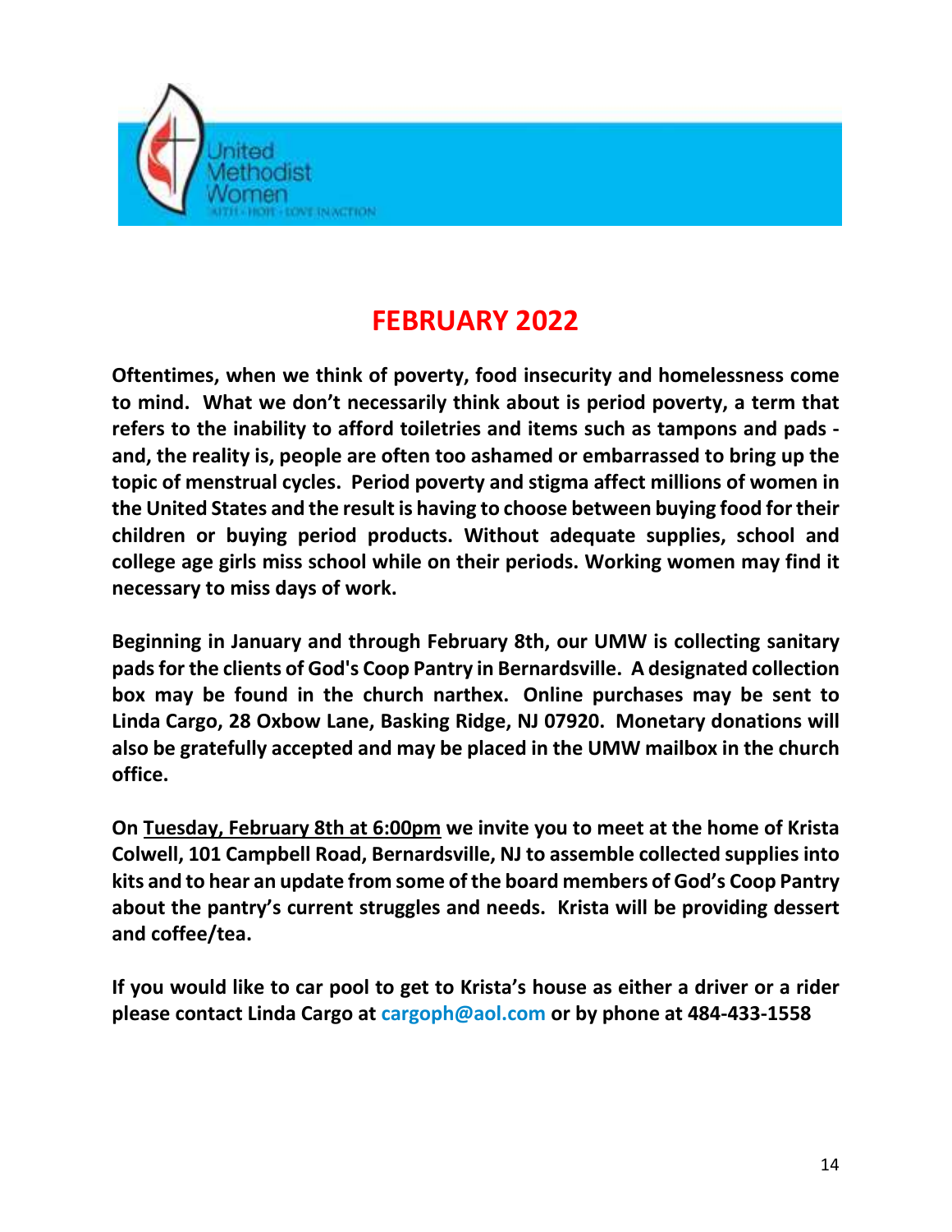United Methodist Women

FAITH · HOPE · LOVE IN ACTION

# FEBRUARY 2022

**Oftentimes, when we think of poverty, food insecurity and homelessness come to mind. What we don't necessarily think about is period poverty, a term that refers to the inability to afford toiletries and items such as tampons and pads - and, the reality is, people are often too ashamed or embarrassed to bring up the topic of menstrual cycles. Period poverty and stigma affect millions of women in the United States and the result is having to choose between buying food for their children or buying period products. Without adequate supplies, school and college age girls miss school while on their periods. Working women may find it necessary to miss days of work.**

**Beginning in January and through February 8th, our UMW is collecting sanitary pads for the clients of God's Coop Pantry in Bernardsville. A designated collection box may be found in the church narthex. Online purchases may be sent to Linda Cargo, 28 Oxbow Lane, Basking Ridge, NJ 07920. Monetary donations will also be gratefully accepted and may be placed in the UMW mailbox in the church office.**

**On <u>Tuesday, February 8th at 6:00pm</u> we invite you to meet at the home of Krista Colwell, 101 Campbell Road, Bernardsville, NJ to assemble collected supplies into kits and to hear an update from some of the board members of God's Coop Pantry about the pantry's current struggles and needs. Krista will be providing dessert and coffee/tea.**

**If you would like to car pool to get to Krista's house as either a driver or a rider please contact Linda Cargo at cargoph@aol.com or by phone at 484-433-1558**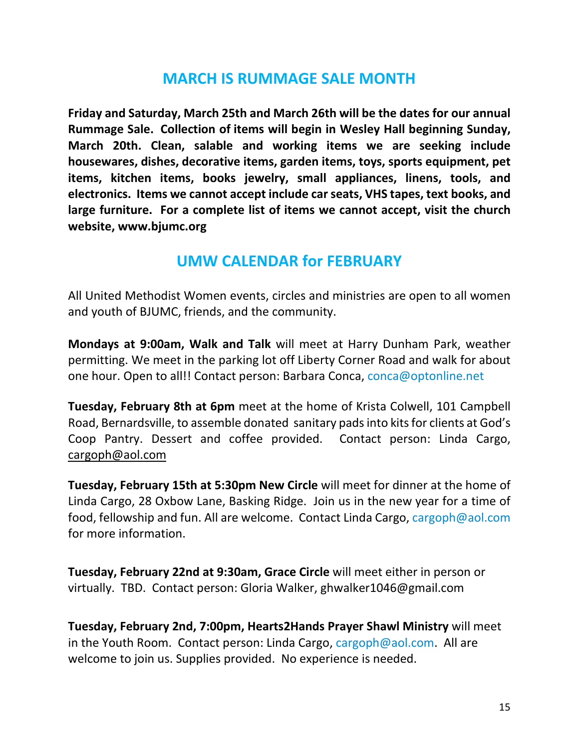## MARCH IS RUMMAGE SALE MONTH

**Friday and Saturday, March 25th and March 26th will be the dates for our annual Rummage Sale. Collection of items will begin in Wesley Hall beginning Sunday, March 20th. Clean, salable and working items we are seeking include housewares, dishes, decorative items, garden items, toys, sports equipment, pet items, kitchen items, books jewelry, small appliances, linens, tools, and electronics. Items we cannot accept include car seats, VHS tapes, text books, and large furniture. For a complete list of items we cannot accept, visit the church website, www.bjumc.org**

## UMW CALENDAR for FEBRUARY

All United Methodist Women events, circles and ministries are open to all women and youth of BJUMC, friends, and the community.

**Mondays at 9:00am, Walk and Talk** will meet at Harry Dunham Park, weather permitting. We meet in the parking lot off Liberty Corner Road and walk for about one hour. Open to all!! Contact person: Barbara Conca, conca@optonline.net

**Tuesday, February 8th at 6pm** meet at the home of Krista Colwell, 101 Campbell Road, Bernardsville, to assemble donated sanitary pads into kits for clients at God's Coop Pantry. Dessert and coffee provided. Contact person: Linda Cargo, cargoph@aol.com

**Tuesday, February 15th at 5:30pm New Circle** will meet for dinner at the home of Linda Cargo, 28 Oxbow Lane, Basking Ridge. Join us in the new year for a time of food, fellowship and fun. All are welcome. Contact Linda Cargo, cargoph@aol.com for more information.

**Tuesday, February 22nd at 9:30am, Grace Circle** will meet either in person or virtually. TBD. Contact person: Gloria Walker, ghwalker1046@gmail.com

**Tuesday, February 2nd, 7:00pm, Hearts2Hands Prayer Shawl Ministry** will meet in the Youth Room. Contact person: Linda Cargo, cargoph@aol.com. All are welcome to join us. Supplies provided. No experience is needed.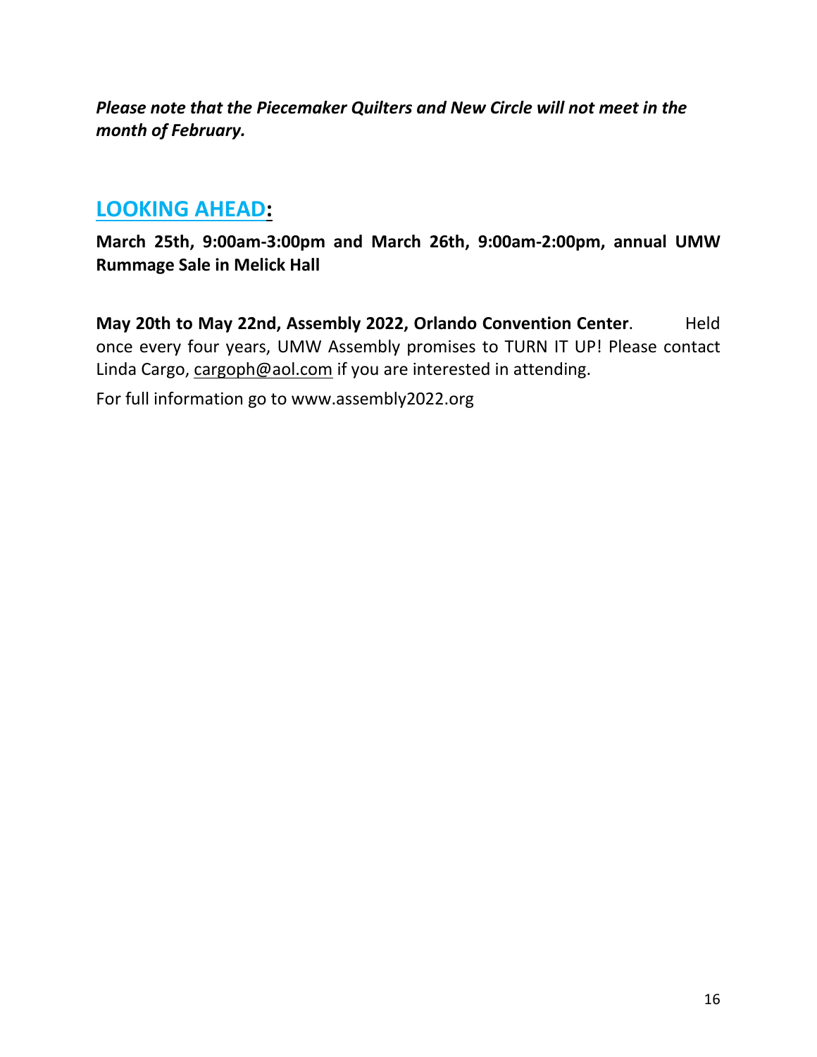***Please note that the Piecemaker Quilters and New Circle will not meet in the month of February.***

## LOOKING AHEAD:

**March 25th, 9:00am-3:00pm and March 26th, 9:00am-2:00pm, annual UMW Rummage Sale in Melick Hall**

**May 20th to May 22nd, Assembly 2022, Orlando Convention Center**. Held once every four years, UMW Assembly promises to TURN IT UP! Please contact Linda Cargo, cargoph@aol.com if you are interested in attending.

For full information go to www.assembly2022.org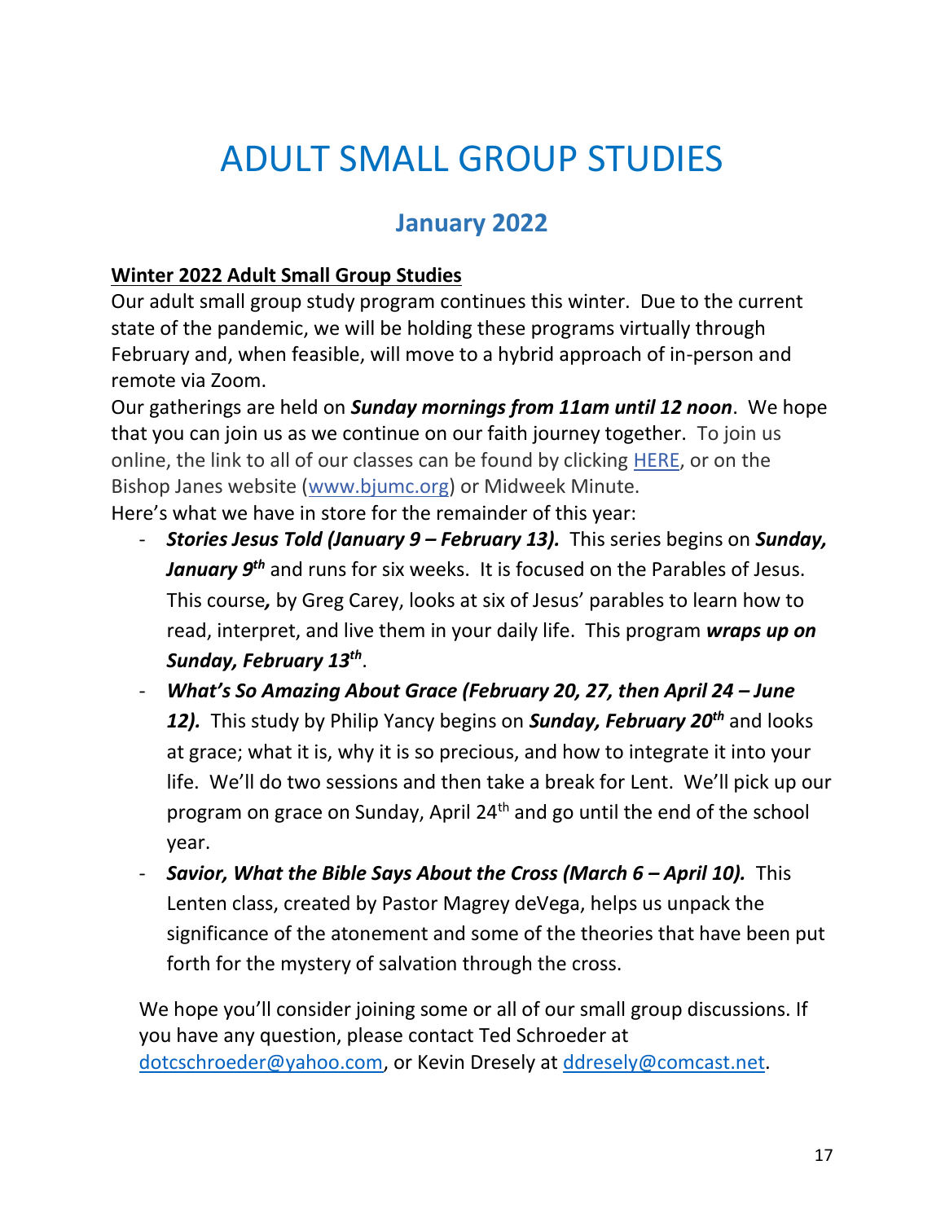# ADULT SMALL GROUP STUDIES

## January 2022

<u>**Winter 2022 Adult Small Group Studies**</u>

Our adult small group study program continues this winter. Due to the current state of the pandemic, we will be holding these programs virtually through February and, when feasible, will move to a hybrid approach of in-person and remote via Zoom.

Our gatherings are held on ***Sunday mornings from 11am until 12 noon***. We hope that you can join us as we continue on our faith journey together. To join us online, the link to all of our classes can be found by clicking HERE, or on the Bishop Janes website (www.bjumc.org) or Midweek Minute.

Here's what we have in store for the remainder of this year:

- ***Stories Jesus Told (January 9 – February 13).*** This series begins on ***Sunday, January 9th*** and runs for six weeks. It is focused on the Parables of Jesus. This course***,*** by Greg Carey, looks at six of Jesus' parables to learn how to read, interpret, and live them in your daily life. This program ***wraps up on Sunday, February 13th***.
- ***What's So Amazing About Grace (February 20, 27, then April 24 – June 12).*** This study by Philip Yancy begins on ***Sunday, February 20th*** and looks at grace; what it is, why it is so precious, and how to integrate it into your life. We'll do two sessions and then take a break for Lent. We'll pick up our program on grace on Sunday, April 24th and go until the end of the school year.
- ***Savior, What the Bible Says About the Cross (March 6 – April 10).*** This Lenten class, created by Pastor Magrey deVega, helps us unpack the significance of the atonement and some of the theories that have been put forth for the mystery of salvation through the cross.

We hope you'll consider joining some or all of our small group discussions. If you have any question, please contact Ted Schroeder at dotcschroeder@yahoo.com, or Kevin Dresely at ddresely@comcast.net.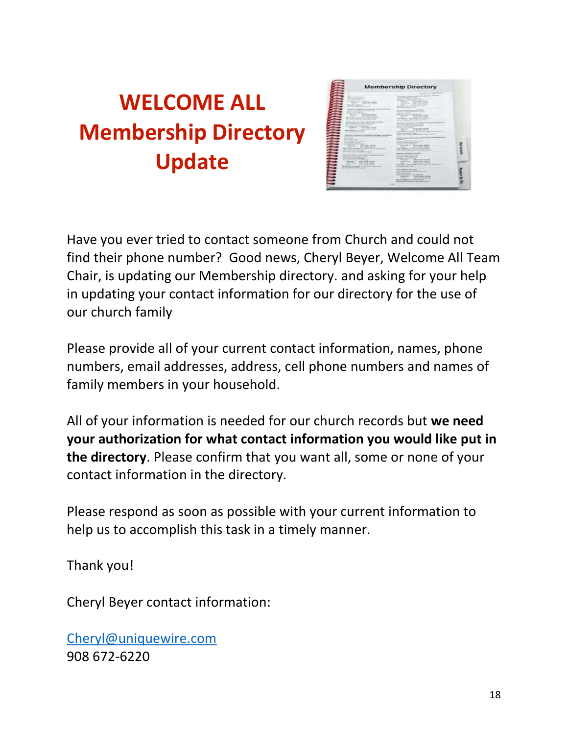# WELCOME ALL Membership Directory Update

Have you ever tried to contact someone from Church and could not find their phone number? Good news, Cheryl Beyer, Welcome All Team Chair, is updating our Membership directory. and asking for your help in updating your contact information for our directory for the use of our church family

Please provide all of your current contact information, names, phone numbers, email addresses, address, cell phone numbers and names of family members in your household.

All of your information is needed for our church records but **we need your authorization for what contact information you would like put in the directory**. Please confirm that you want all, some or none of your contact information in the directory.

Please respond as soon as possible with your current information to help us to accomplish this task in a timely manner.

Thank you!

Cheryl Beyer contact information:

Cheryl@uniquewire.com
908 672-6220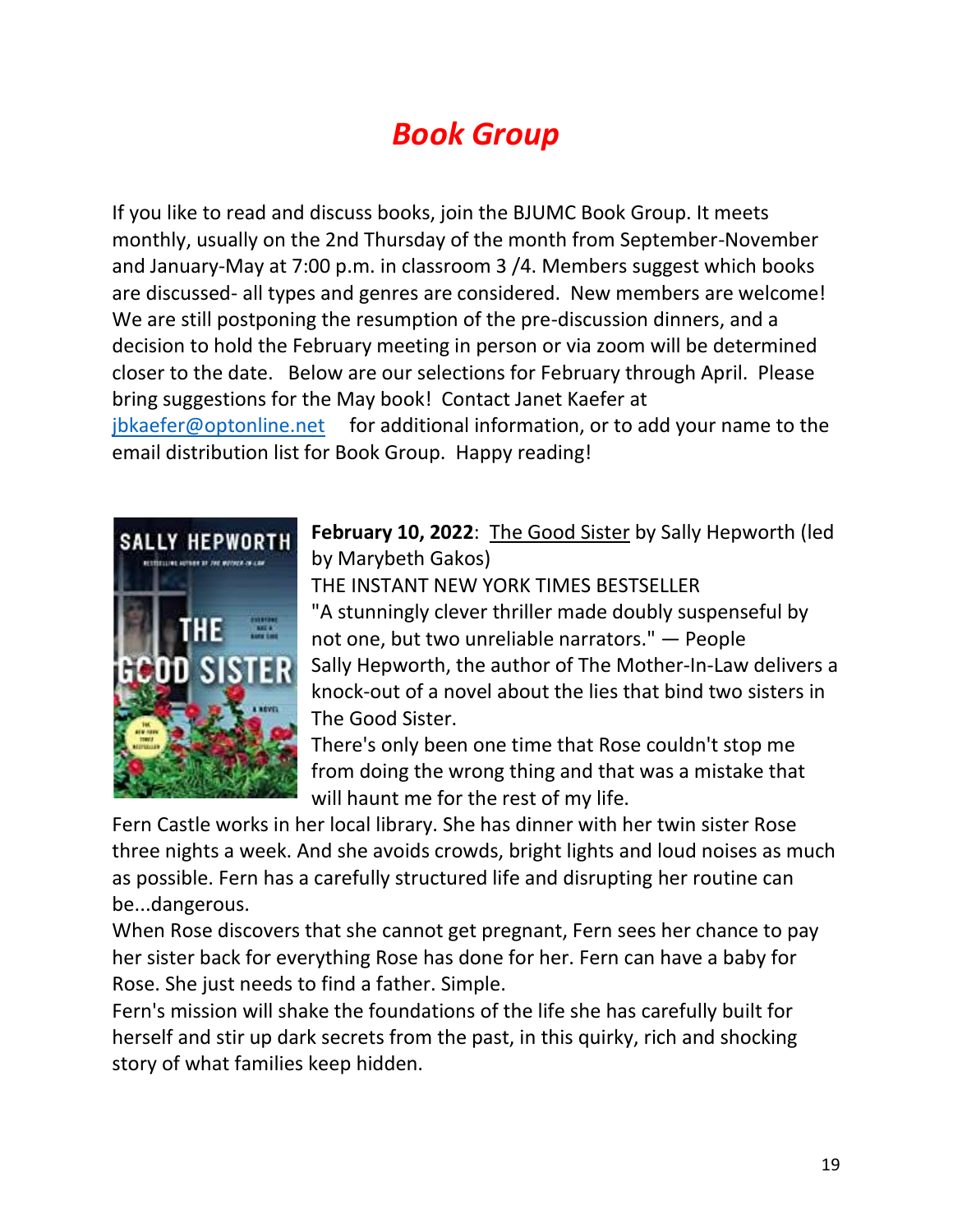# ***Book Group***

If you like to read and discuss books, join the BJUMC Book Group. It meets monthly, usually on the 2nd Thursday of the month from September-November and January-May at 7:00 p.m. in classroom 3 /4. Members suggest which books are discussed- all types and genres are considered. New members are welcome! We are still postponing the resumption of the pre-discussion dinners, and a decision to hold the February meeting in person or via zoom will be determined closer to the date. Below are our selections for February through April. Please bring suggestions for the May book! Contact Janet Kaefer at [jbkaefer@optonline.net](mailto:jbkaefer@optonline.net) for additional information, or to add your name to the email distribution list for Book Group. Happy reading!

**February 10, 2022**: The Good Sister by Sally Hepworth (led by Marybeth Gakos)

THE INSTANT NEW YORK TIMES BESTSELLER

"A stunningly clever thriller made doubly suspenseful by not one, but two unreliable narrators." — People

Sally Hepworth, the author of The Mother-In-Law delivers a knock-out of a novel about the lies that bind two sisters in The Good Sister.

There's only been one time that Rose couldn't stop me from doing the wrong thing and that was a mistake that will haunt me for the rest of my life.

Fern Castle works in her local library. She has dinner with her twin sister Rose three nights a week. And she avoids crowds, bright lights and loud noises as much as possible. Fern has a carefully structured life and disrupting her routine can be...dangerous.

When Rose discovers that she cannot get pregnant, Fern sees her chance to pay her sister back for everything Rose has done for her. Fern can have a baby for Rose. She just needs to find a father. Simple.

Fern's mission will shake the foundations of the life she has carefully built for herself and stir up dark secrets from the past, in this quirky, rich and shocking story of what families keep hidden.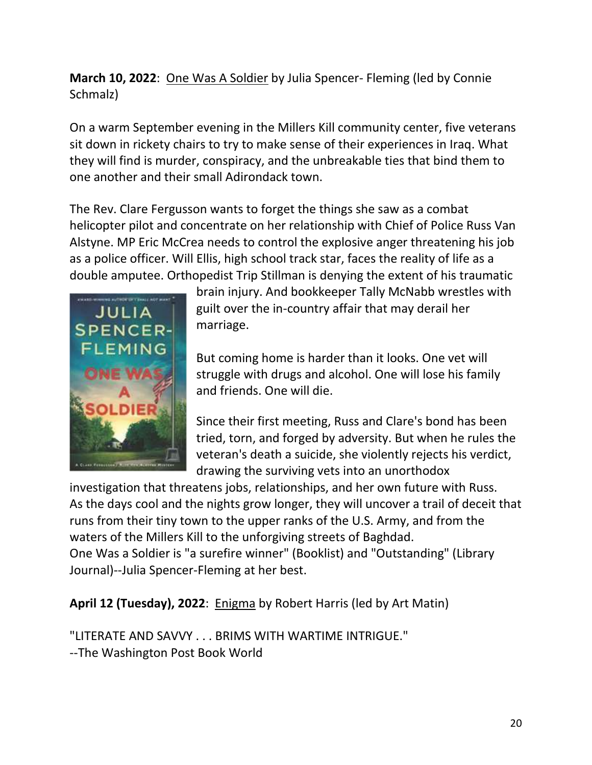**March 10, 2022**: One Was A Soldier by Julia Spencer- Fleming (led by Connie Schmalz)

On a warm September evening in the Millers Kill community center, five veterans sit down in rickety chairs to try to make sense of their experiences in Iraq. What they will find is murder, conspiracy, and the unbreakable ties that bind them to one another and their small Adirondack town.

The Rev. Clare Fergusson wants to forget the things she saw as a combat helicopter pilot and concentrate on her relationship with Chief of Police Russ Van Alstyne. MP Eric McCrea needs to control the explosive anger threatening his job as a police officer. Will Ellis, high school track star, faces the reality of life as a double amputee. Orthopedist Trip Stillman is denying the extent of his traumatic brain injury. And bookkeeper Tally McNabb wrestles with guilt over the in-country affair that may derail her marriage.

But coming home is harder than it looks. One vet will struggle with drugs and alcohol. One will lose his family and friends. One will die.

Since their first meeting, Russ and Clare's bond has been tried, torn, and forged by adversity. But when he rules the veteran's death a suicide, she violently rejects his verdict, drawing the surviving vets into an unorthodox investigation that threatens jobs, relationships, and her own future with Russ. As the days cool and the nights grow longer, they will uncover a trail of deceit that runs from their tiny town to the upper ranks of the U.S. Army, and from the waters of the Millers Kill to the unforgiving streets of Baghdad.
One Was a Soldier is "a surefire winner" (Booklist) and "Outstanding" (Library Journal)--Julia Spencer-Fleming at her best.

**April 12 (Tuesday), 2022**: Enigma by Robert Harris (led by Art Matin)

"LITERATE AND SAVVY . . . BRIMS WITH WARTIME INTRIGUE."
--The Washington Post Book World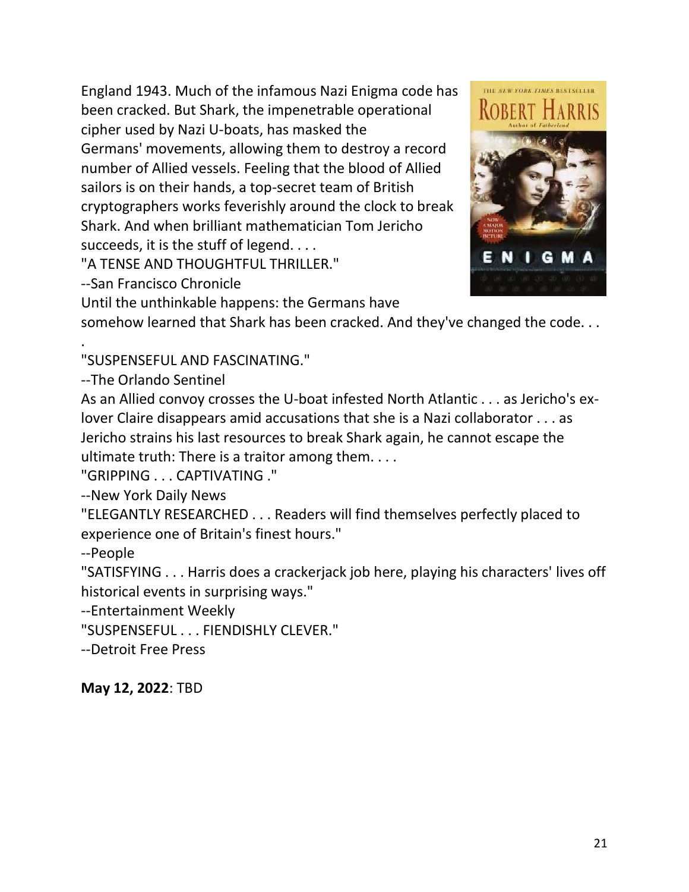England 1943. Much of the infamous Nazi Enigma code has been cracked. But Shark, the impenetrable operational cipher used by Nazi U-boats, has masked the Germans' movements, allowing them to destroy a record number of Allied vessels. Feeling that the blood of Allied sailors is on their hands, a top-secret team of British cryptographers works feverishly around the clock to break Shark. And when brilliant mathematician Tom Jericho succeeds, it is the stuff of legend. . . .

"A TENSE AND THOUGHTFUL THRILLER."

--San Francisco Chronicle

Until the unthinkable happens: the Germans have somehow learned that Shark has been cracked. And they've changed the code. . . .

"SUSPENSEFUL AND FASCINATING."

--The Orlando Sentinel

As an Allied convoy crosses the U-boat infested North Atlantic . . . as Jericho's ex-lover Claire disappears amid accusations that she is a Nazi collaborator . . . as Jericho strains his last resources to break Shark again, he cannot escape the ultimate truth: There is a traitor among them. . . .

"GRIPPING . . . CAPTIVATING ."

--New York Daily News

"ELEGANTLY RESEARCHED . . . Readers will find themselves perfectly placed to experience one of Britain's finest hours."

--People

"SATISFYING . . . Harris does a crackerjack job here, playing his characters' lives off historical events in surprising ways."

--Entertainment Weekly

"SUSPENSEFUL . . . FIENDISHLY CLEVER."

--Detroit Free Press

**May 12, 2022**: TBD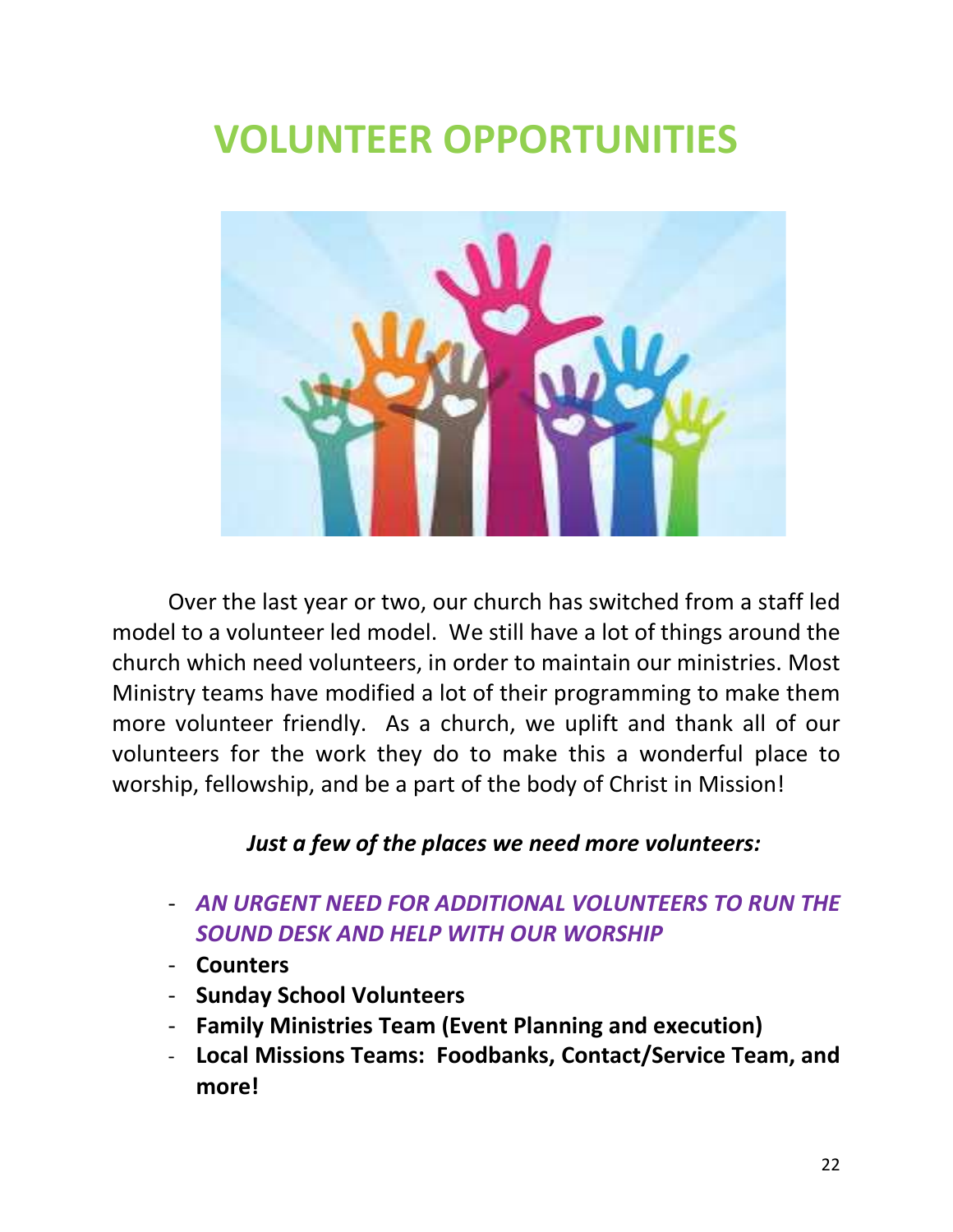# VOLUNTEER OPPORTUNITIES

Over the last year or two, our church has switched from a staff led model to a volunteer led model. We still have a lot of things around the church which need volunteers, in order to maintain our ministries. Most Ministry teams have modified a lot of their programming to make them more volunteer friendly. As a church, we uplift and thank all of our volunteers for the work they do to make this a wonderful place to worship, fellowship, and be a part of the body of Christ in Mission!

***Just a few of the places we need more volunteers:***

- ***AN URGENT NEED FOR ADDITIONAL VOLUNTEERS TO RUN THE SOUND DESK AND HELP WITH OUR WORSHIP***
- **Counters**
- **Sunday School Volunteers**
- **Family Ministries Team (Event Planning and execution)**
- **Local Missions Teams: Foodbanks, Contact/Service Team, and more!**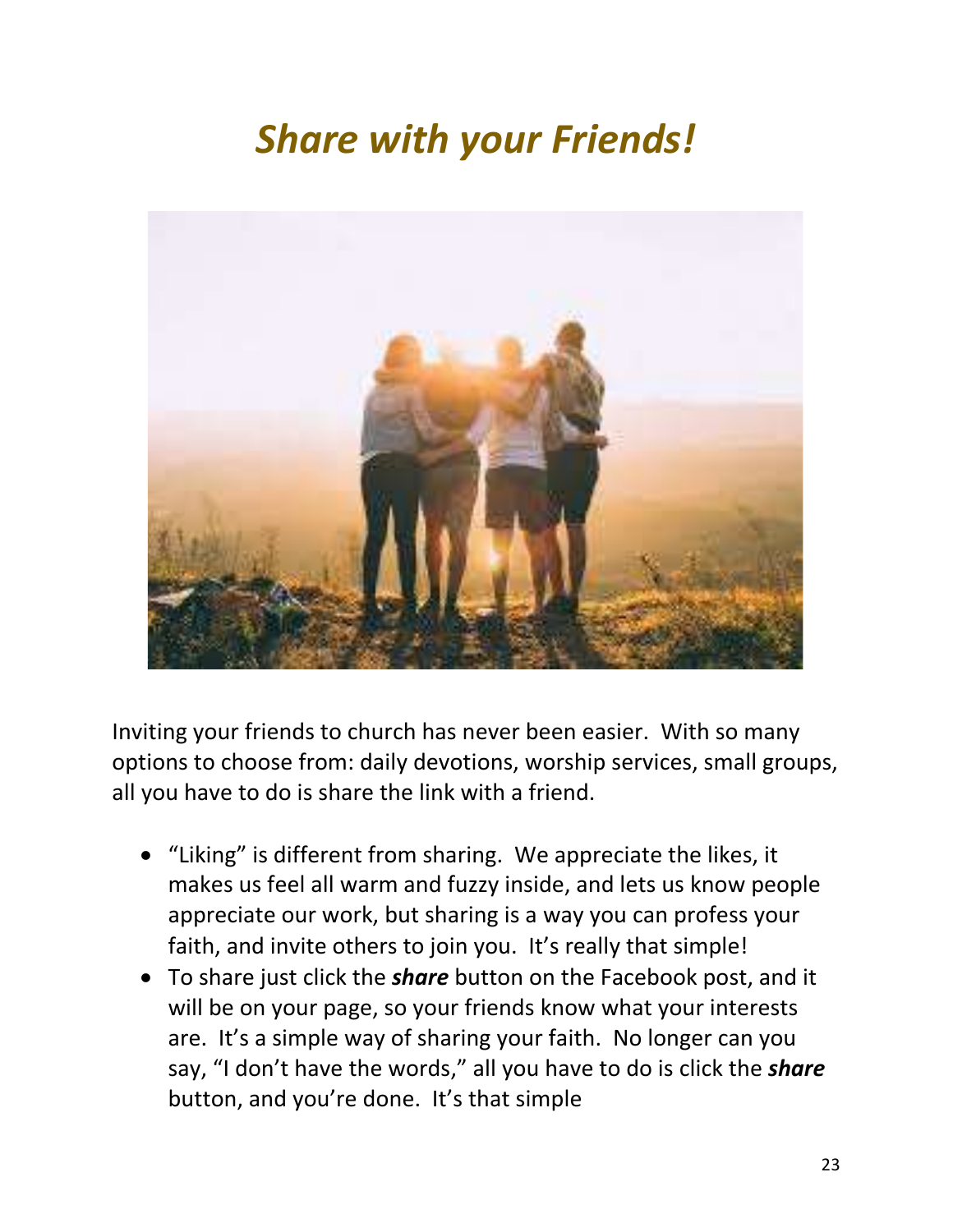# *Share with your Friends!*

Inviting your friends to church has never been easier. With so many options to choose from: daily devotions, worship services, small groups, all you have to do is share the link with a friend.

- "Liking" is different from sharing. We appreciate the likes, it makes us feel all warm and fuzzy inside, and lets us know people appreciate our work, but sharing is a way you can profess your faith, and invite others to join you. It's really that simple!
- To share just click the ***share*** button on the Facebook post, and it will be on your page, so your friends know what your interests are. It's a simple way of sharing your faith. No longer can you say, "I don't have the words," all you have to do is click the ***share*** button, and you're done. It's that simple